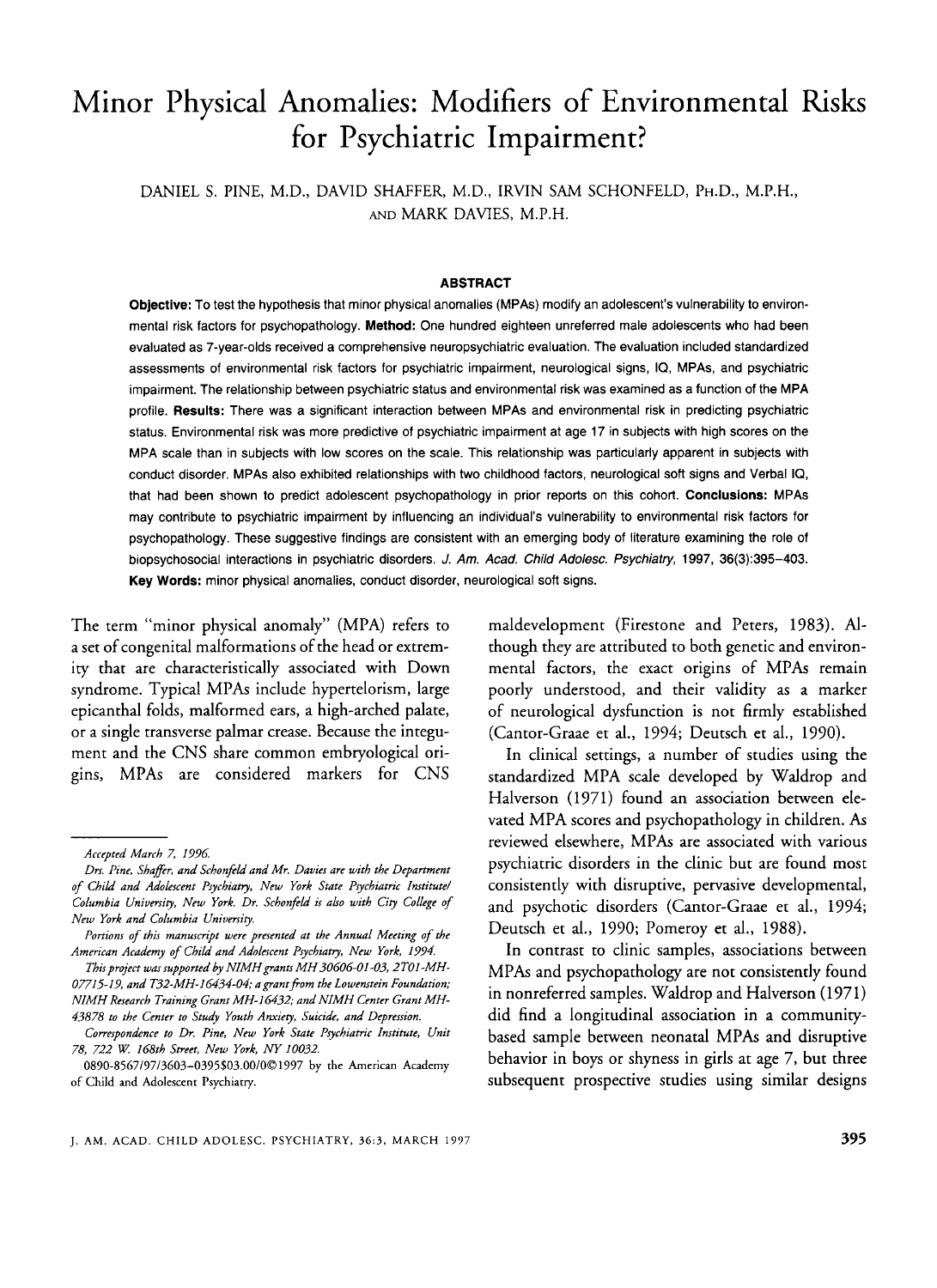# Minor Physical Anomalies: Modifiers of Environmental Risks for Psychiatric Impairment?

DANIEL S. PINE, M.D., DAVID SHAFFER, M.D., IRVIN SAM SCHONFELD, PH.D., M.P.H., AND MARK DAVIES, M.P.H.

## ABSTRACT

**Objective:** To test the hypothesis that minor physical anomalies (MPAs) modify an adolescent's vulnerability to environmental risk factors for psychopathology. **Method:** One hundred eighteen unreferred male adolescents who had been evaluated as 7-year-olds received a comprehensive neuropsychiatric evaluation. The evaluation included standardized assessments of environmental risk factors for psychiatric impairment, neurological signs, IQ, MPAs, and psychiatric impairment. The relationship between psychiatric status and environmental risk was examined as a function of the MPA profile. **Results:** There was a significant interaction between MPAs and environmental risk in predicting psychiatric status. Environmental risk was more predictive of psychiatric impairment at age 17 in subjects with high scores on the MPA scale than in subjects with low scores on the scale. This relationship was particularly apparent in subjects with conduct disorder. MPAs also exhibited relationships with two childhood factors, neurological soft signs and Verbal IQ, that had been shown to predict adolescent psychopathology in prior reports on this cohort. **Conclusions:** MPAs may contribute to psychiatric impairment by influencing an individual's vulnerability to environmental risk factors for psychopathology. These suggestive findings are consistent with an emerging body of literature examining the role of biopsychosocial interactions in psychiatric disorders. *J. Am. Acad. Child Adolesc. Psychiatry*, 1997, 36(3):395–403. **Key Words:** minor physical anomalies, conduct disorder, neurological soft signs.

The term "minor physical anomaly" (MPA) refers to a set of congenital malformations of the head or extremity that are characteristically associated with Down syndrome. Typical MPAs include hypertelorism, large epicanthal folds, malformed ears, a high-arched palate, or a single transverse palmar crease. Because the integument and the CNS share common embryological origins, MPAs are considered markers for CNS maldevelopment (Firestone and Peters, 1983). Although they are attributed to both genetic and environmental factors, the exact origins of MPAs remain poorly understood, and their validity as a marker of neurological dysfunction is not firmly established (Cantor-Graae et al., 1994; Deutsch et al., 1990).

In clinical settings, a number of studies using the standardized MPA scale developed by Waldrop and Halverson (1971) found an association between elevated MPA scores and psychopathology in children. As reviewed elsewhere, MPAs are associated with various psychiatric disorders in the clinic but are found most consistently with disruptive, pervasive developmental, and psychotic disorders (Cantor-Graae et al., 1994; Deutsch et al., 1990; Pomeroy et al., 1988).

In contrast to clinic samples, associations between MPAs and psychopathology are not consistently found in nonreferred samples. Waldrop and Halverson (1971) did find a longitudinal association in a community-based sample between neonatal MPAs and disruptive behavior in boys or shyness in girls at age 7, but three subsequent prospective studies using similar designs

---

*Accepted March 7, 1996.*

*Drs. Pine, Shaffer, and Schonfeld and Mr. Davies are with the Department of Child and Adolescent Psychiatry, New York State Psychiatric Institute/Columbia University, New York. Dr. Schonfeld is also with City College of New York and Columbia University.*

*Portions of this manuscript were presented at the Annual Meeting of the American Academy of Child and Adolescent Psychiatry, New York, 1994.*

*This project was supported by NIMH grants MH 30606-01-03, 2T01-MH-07715-19, and T32-MH-16434-04; a grant from the Lowenstein Foundation; NIMH Research Training Grant MH-16432; and NIMH Center Grant MH-43878 to the Center to Study Youth Anxiety, Suicide, and Depression.*

*Correspondence to Dr. Pine, New York State Psychiatric Institute, Unit 78, 722 W. 168th Street, New York, NY 10032.*

0890-8567/97/3603-0395$03.00/0©1997 by the American Academy of Child and Adolescent Psychiatry.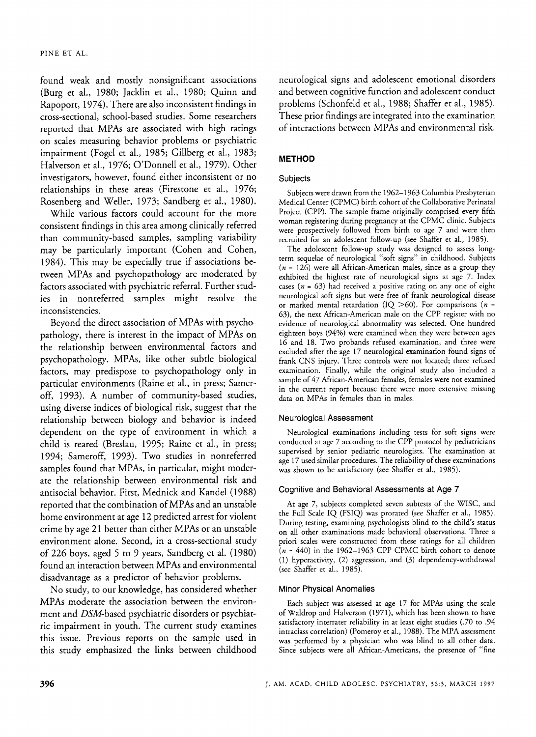found weak and mostly nonsignificant associations (Burg et al., 1980; Jacklin et al., 1980; Quinn and Rapoport, 1974). There are also inconsistent findings in cross-sectional, school-based studies. Some researchers reported that MPAs are associated with high ratings on scales measuring behavior problems or psychiatric impairment (Fogel et al., 1985; Gillberg et al., 1983; Halverson et al., 1976; O'Donnell et al., 1979). Other investigators, however, found either inconsistent or no relationships in these areas (Firestone et al., 1976; Rosenberg and Weller, 1973; Sandberg et al., 1980).

While various factors could account for the more consistent findings in this area among clinically referred than community-based samples, sampling variability may be particularly important (Cohen and Cohen, 1984). This may be especially true if associations between MPAs and psychopathology are moderated by factors associated with psychiatric referral. Further studies in nonreferred samples might resolve the inconsistencies.

Beyond the direct association of MPAs with psychopathology, there is interest in the impact of MPAs on the relationship between environmental factors and psychopathology. MPAs, like other subtle biological factors, may predispose to psychopathology only in particular environments (Raine et al., in press; Sameroff, 1993). A number of community-based studies, using diverse indices of biological risk, suggest that the relationship between biology and behavior is indeed dependent on the type of environment in which a child is reared (Breslau, 1995; Raine et al., in press; 1994; Sameroff, 1993). Two studies in nonreferred samples found that MPAs, in particular, might moderate the relationship between environmental risk and antisocial behavior. First, Mednick and Kandel (1988) reported that the combination of MPAs and an unstable home environment at age 12 predicted arrest for violent crime by age 21 better than either MPAs or an unstable environment alone. Second, in a cross-sectional study of 226 boys, aged 5 to 9 years, Sandberg et al. (1980) found an interaction between MPAs and environmental disadvantage as a predictor of behavior problems.

No study, to our knowledge, has considered whether MPAs moderate the association between the environment and *DSM*-based psychiatric disorders or psychiatric impairment in youth. The current study examines this issue. Previous reports on the sample used in this study emphasized the links between childhood neurological signs and adolescent emotional disorders and between cognitive function and adolescent conduct problems (Schonfeld et al., 1988; Shaffer et al., 1985). These prior findings are integrated into the examination of interactions between MPAs and environmental risk.

## METHOD

### Subjects

Subjects were drawn from the 1962–1963 Columbia Presbyterian Medical Center (CPMC) birth cohort of the Collaborative Perinatal Project (CPP). The sample frame originally comprised every fifth woman registering during pregnancy at the CPMC clinic. Subjects were prospectively followed from birth to age 7 and were then recruited for an adolescent follow-up (see Shaffer et al., 1985).

The adolescent follow-up study was designed to assess long-term sequelae of neurological "soft signs" in childhood. Subjects ($n$ = 126) were all African-American males, since as a group they exhibited the highest rate of neurological signs at age 7. Index cases ($n$ = 63) had received a positive rating on any one of eight neurological soft signs but were free of frank neurological disease or marked mental retardation (IQ >60). For comparisons ($n$ = 63), the next African-American male on the CPP register with no evidence of neurological abnormality was selected. One hundred eighteen boys (94%) were examined when they were between ages 16 and 18. Two probands refused examination, and three were excluded after the age 17 neurological examination found signs of frank CNS injury. Three controls were not located; three refused examination. Finally, while the original study also included a sample of 47 African-American females, females were not examined in the current report because there were more extensive missing data on MPAs in females than in males.

### Neurological Assessment

Neurological examinations including tests for soft signs were conducted at age 7 according to the CPP protocol by pediatricians supervised by senior pediatric neurologists. The examination at age 17 used similar procedures. The reliability of these examinations was shown to be satisfactory (see Shaffer et al., 1985).

### Cognitive and Behavioral Assessments at Age 7

At age 7, subjects completed seven subtests of the WISC, and the Full Scale IQ (FSIQ) was prorated (see Shaffer et al., 1985). During testing, examining psychologists blind to the child's status on all other examinations made behavioral observations. Three a priori scales were constructed from these ratings for all children ($n$ = 440) in the 1962–1963 CPP CPMC birth cohort to denote (1) hyperactivity, (2) aggression, and (3) dependency-withdrawal (see Shaffer et al., 1985).

### Minor Physical Anomalies

Each subject was assessed at age 17 for MPAs using the scale of Waldrop and Halverson (1971), which has been shown to have satisfactory interrater reliability in at least eight studies (.70 to .94 intraclass correlation) (Pomeroy et al., 1988). The MPA assessment was performed by a physician who was blind to all other data. Since subjects were all African-Americans, the presence of "fine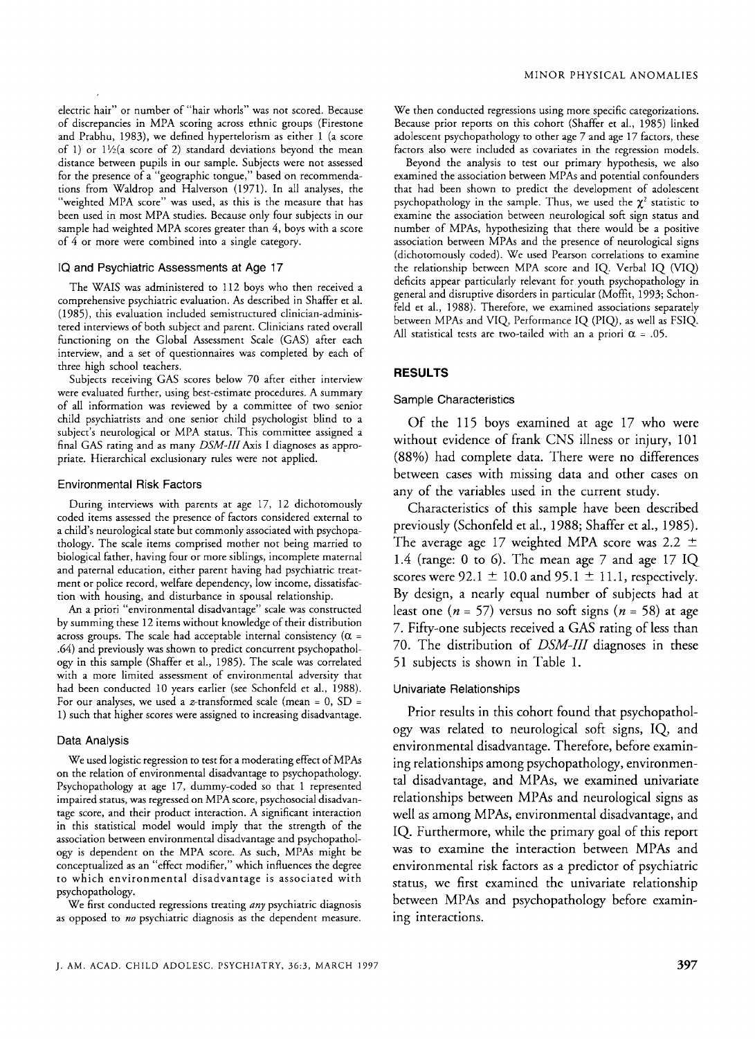electric hair" or number of "hair whorls" was not scored. Because of discrepancies in MPA scoring across ethnic groups (Firestone and Prabhu, 1983), we defined hypertelorism as either 1 (a score of 1) or 1½(a score of 2) standard deviations beyond the mean distance between pupils in our sample. Subjects were not assessed for the presence of a "geographic tongue," based on recommendations from Waldrop and Halverson (1971). In all analyses, the "weighted MPA score" was used, as this is the measure that has been used in most MPA studies. Because only four subjects in our sample had weighted MPA scores greater than 4, boys with a score of 4 or more were combined into a single category.

### IQ and Psychiatric Assessments at Age 17

The WAIS was administered to 112 boys who then received a comprehensive psychiatric evaluation. As described in Shaffer et al. (1985), this evaluation included semistructured clinician-administered interviews of both subject and parent. Clinicians rated overall functioning on the Global Assessment Scale (GAS) after each interview, and a set of questionnaires was completed by each of three high school teachers.

Subjects receiving GAS scores below 70 after either interview were evaluated further, using best-estimate procedures. A summary of all information was reviewed by a committee of two senior child psychiatrists and one senior child psychologist blind to a subject's neurological or MPA status. This committee assigned a final GAS rating and as many *DSM-III* Axis I diagnoses as appropriate. Hierarchical exclusionary rules were not applied.

### Environmental Risk Factors

During interviews with parents at age 17, 12 dichotomously coded items assessed the presence of factors considered external to a child's neurological state but commonly associated with psychopathology. The scale items comprised mother not being married to biological father, having four or more siblings, incomplete maternal and paternal education, either parent having had psychiatric treatment or police record, welfare dependency, low income, dissatisfaction with housing, and disturbance in spousal relationship.

An a priori "environmental disadvantage" scale was constructed by summing these 12 items without knowledge of their distribution across groups. The scale had acceptable internal consistency ($\alpha$ = .64) and previously was shown to predict concurrent psychopathology in this sample (Shaffer et al., 1985). The scale was correlated with a more limited assessment of environmental adversity that had been conducted 10 years earlier (see Schonfeld et al., 1988). For our analyses, we used a *z*-transformed scale (mean = 0, SD = 1) such that higher scores were assigned to increasing disadvantage.

### Data Analysis

We used logistic regression to test for a moderating effect of MPAs on the relation of environmental disadvantage to psychopathology. Psychopathology at age 17, dummy-coded so that 1 represented impaired status, was regressed on MPA score, psychosocial disadvantage score, and their product interaction. A significant interaction in this statistical model would imply that the strength of the association between environmental disadvantage and psychopathology is dependent on the MPA score. As such, MPAs might be conceptualized as an "effect modifier," which influences the degree to which environmental disadvantage is associated with psychopathology.

We first conducted regressions treating *any* psychiatric diagnosis as opposed to *no* psychiatric diagnosis as the dependent measure. We then conducted regressions using more specific categorizations. Because prior reports on this cohort (Shaffer et al., 1985) linked adolescent psychopathology to other age 7 and age 17 factors, these factors also were included as covariates in the regression models.

Beyond the analysis to test our primary hypothesis, we also examined the association between MPAs and potential confounders that had been shown to predict the development of adolescent psychopathology in the sample. Thus, we used the $\chi^2$ statistic to examine the association between neurological soft sign status and number of MPAs, hypothesizing that there would be a positive association between MPAs and the presence of neurological signs (dichotomously coded). We used Pearson correlations to examine the relationship between MPA score and IQ. Verbal IQ (VIQ) deficits appear particularly relevant for youth psychopathology in general and disruptive disorders in particular (Moffit, 1993; Schonfeld et al., 1988). Therefore, we examined associations separately between MPAs and VIQ, Performance IQ (PIQ), as well as FSIQ. All statistical tests are two-tailed with an a priori $\alpha$ = .05.

## RESULTS

### Sample Characteristics

Of the 115 boys examined at age 17 who were without evidence of frank CNS illness or injury, 101 (88%) had complete data. There were no differences between cases with missing data and other cases on any of the variables used in the current study.

Characteristics of this sample have been described previously (Schonfeld et al., 1988; Shaffer et al., 1985). The average age 17 weighted MPA score was 2.2 ± 1.4 (range: 0 to 6). The mean age 7 and age 17 IQ scores were 92.1 ± 10.0 and 95.1 ± 11.1, respectively. By design, a nearly equal number of subjects had at least one (*n* = 57) versus no soft signs (*n* = 58) at age 7. Fifty-one subjects received a GAS rating of less than 70. The distribution of *DSM-III* diagnoses in these 51 subjects is shown in Table 1.

### Univariate Relationships

Prior results in this cohort found that psychopathology was related to neurological soft signs, IQ, and environmental disadvantage. Therefore, before examining relationships among psychopathology, environmental disadvantage, and MPAs, we examined univariate relationships between MPAs and neurological signs as well as among MPAs, environmental disadvantage, and IQ. Furthermore, while the primary goal of this report was to examine the interaction between MPAs and environmental risk factors as a predictor of psychiatric status, we first examined the univariate relationship between MPAs and psychopathology before examining interactions.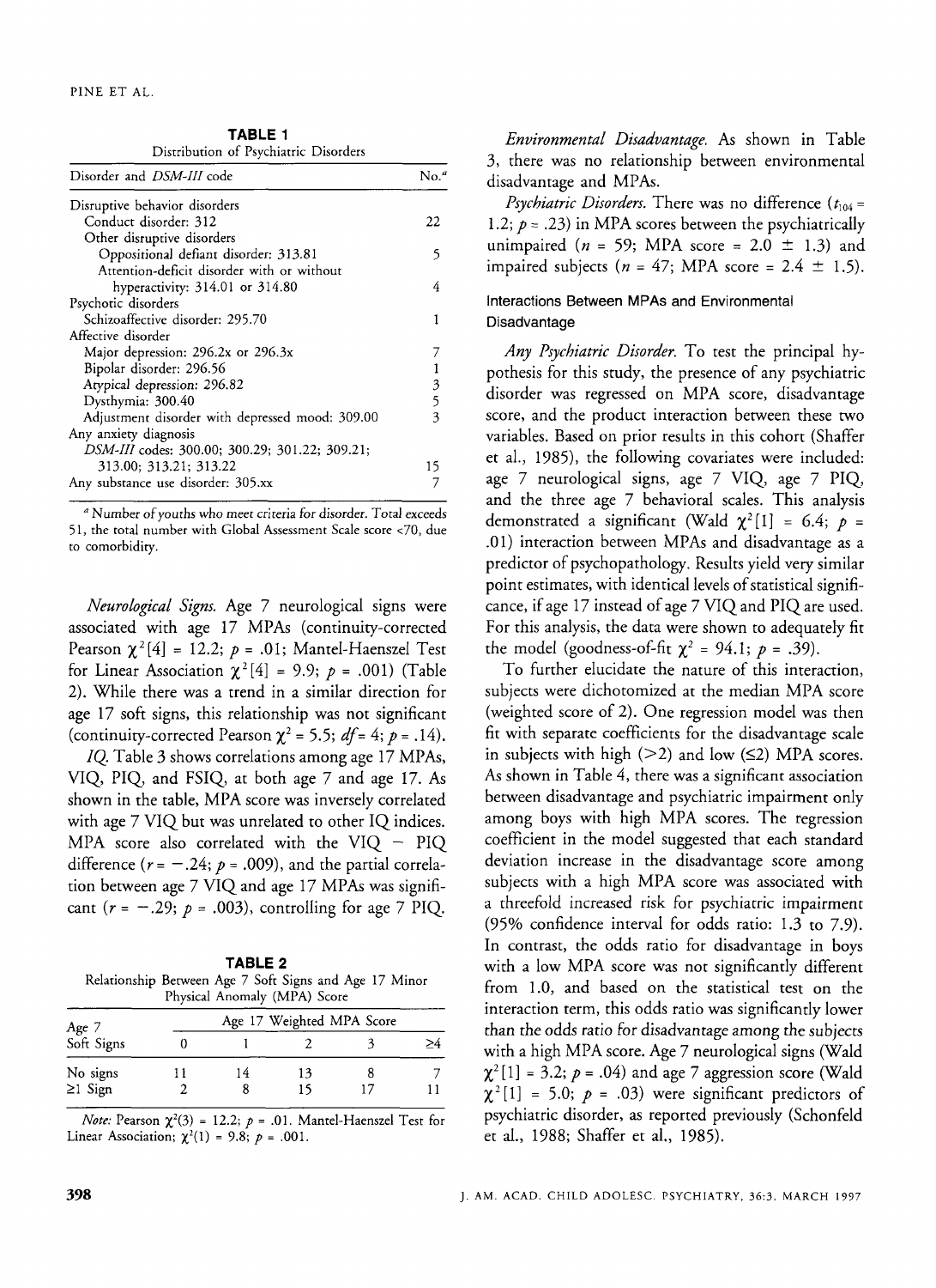**TABLE 1**
Distribution of Psychiatric Disorders

| Disorder and *DSM-III* code | No.[a] |
|---|---|
| Disruptive behavior disorders | |
| Conduct disorder: 312 | 22 |
| Other disruptive disorders | |
| Oppositional defiant disorder: 313.81 | 5 |
| Attention-deficit disorder with or without hyperactivity: 314.01 or 314.80 | 4 |
| Psychotic disorders | |
| Schizoaffective disorder: 295.70 | 1 |
| Affective disorder | |
| Major depression: 296.2x or 296.3x | 7 |
| Bipolar disorder: 296.56 | 1 |
| Atypical depression: 296.82 | 3 |
| Dysthymia: 300.40 | 5 |
| Adjustment disorder with depressed mood: 309.00 | 3 |
| Any anxiety diagnosis | |
| *DSM-III* codes: 300.00; 300.29; 301.22; 309.21; 313.00; 313.21; 313.22 | 15 |
| Any substance use disorder: 305.xx | 7 |

[a] Number of youths who meet criteria for disorder. Total exceeds 51, the total number with Global Assessment Scale score <70, due to comorbidity.

*Neurological Signs.* Age 7 neurological signs were associated with age 17 MPAs (continuity-corrected Pearson $\chi^2[4] = 12.2$; $p = .01$; Mantel-Haenszel Test for Linear Association $\chi^2[4] = 9.9$; $p = .001$) (Table 2). While there was a trend in a similar direction for age 17 soft signs, this relationship was not significant (continuity-corrected Pearson $\chi^2 = 5.5$; $df = 4$; $p = .14$).

*IQ.* Table 3 shows correlations among age 17 MPAs, VIQ, PIQ, and FSIQ, at both age 7 and age 17. As shown in the table, MPA score was inversely correlated with age 7 VIQ but was unrelated to other IQ indices. MPA score also correlated with the VIQ − PIQ difference ($r = -.24$; $p = .009$), and the partial correlation between age 7 VIQ and age 17 MPAs was significant ($r = -.29$; $p = .003$), controlling for age 7 PIQ.

**TABLE 2**
Relationship Between Age 7 Soft Signs and Age 17 Minor Physical Anomaly (MPA) Score

| Age 7 Soft Signs | Age 17 Weighted MPA Score | | | | |
|---|---|---|---|---|---|
| | 0 | 1 | 2 | 3 | ≥4 |
| No signs | 11 | 14 | 13 | 8 | 7 |
| ≥1 Sign | 2 | 8 | 15 | 17 | 11 |

*Note:* Pearson $\chi^2(3) = 12.2$; $p = .01$. Mantel-Haenszel Test for Linear Association; $\chi^2(1) = 9.8$; $p = .001$.

*Environmental Disadvantage.* As shown in Table 3, there was no relationship between environmental disadvantage and MPAs.

*Psychiatric Disorders.* There was no difference ($t_{104} = 1.2$; $p = .23$) in MPA scores between the psychiatrically unimpaired ($n = 59$; MPA score = 2.0 ± 1.3) and impaired subjects ($n = 47$; MPA score = 2.4 ± 1.5).

### Interactions Between MPAs and Environmental Disadvantage

*Any Psychiatric Disorder.* To test the principal hypothesis for this study, the presence of any psychiatric disorder was regressed on MPA score, disadvantage score, and the product interaction between these two variables. Based on prior results in this cohort (Shaffer et al., 1985), the following covariates were included: age 7 neurological signs, age 7 VIQ, age 7 PIQ, and the three age 7 behavioral scales. This analysis demonstrated a significant (Wald $\chi^2[1] = 6.4$; $p = .01$) interaction between MPAs and disadvantage as a predictor of psychopathology. Results yield very similar point estimates, with identical levels of statistical significance, if age 17 instead of age 7 VIQ and PIQ are used. For this analysis, the data were shown to adequately fit the model (goodness-of-fit $\chi^2 = 94.1$; $p = .39$).

To further elucidate the nature of this interaction, subjects were dichotomized at the median MPA score (weighted score of 2). One regression model was then fit with separate coefficients for the disadvantage scale in subjects with high (>2) and low (≤2) MPA scores. As shown in Table 4, there was a significant association between disadvantage and psychiatric impairment only among boys with high MPA scores. The regression coefficient in the model suggested that each standard deviation increase in the disadvantage score among subjects with a high MPA score was associated with a threefold increased risk for psychiatric impairment (95% confidence interval for odds ratio: 1.3 to 7.9). In contrast, the odds ratio for disadvantage in boys with a low MPA score was not significantly different from 1.0, and based on the statistical test on the interaction term, this odds ratio was significantly lower than the odds ratio for disadvantage among the subjects with a high MPA score. Age 7 neurological signs (Wald $\chi^2[1] = 3.2$; $p = .04$) and age 7 aggression score (Wald $\chi^2[1] = 5.0$; $p = .03$) were significant predictors of psychiatric disorder, as reported previously (Schonfeld et al., 1988; Shaffer et al., 1985).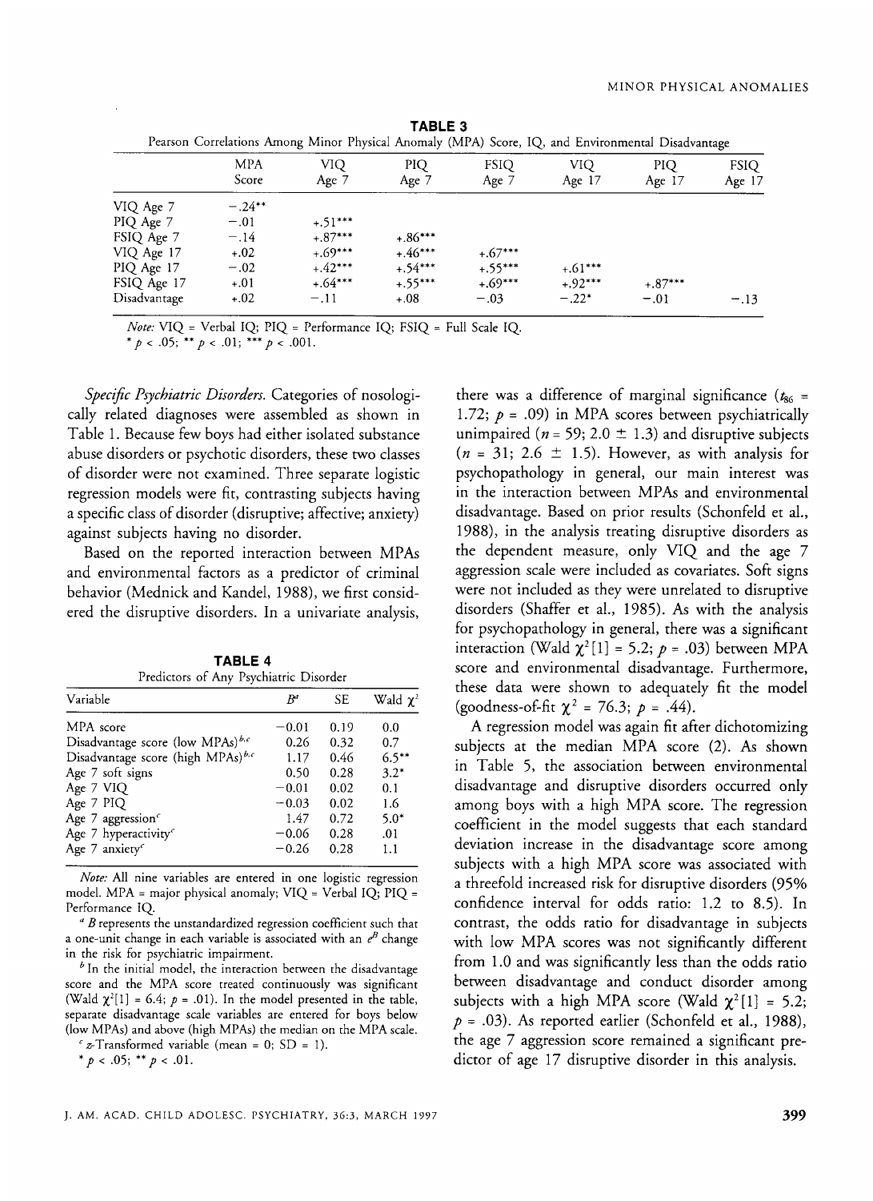**TABLE 3**
Pearson Correlations Among Minor Physical Anomaly (MPA) Score, IQ, and Environmental Disadvantage

| | MPA Score | VIQ Age 7 | PIQ Age 7 | FSIQ Age 7 | VIQ Age 17 | PIQ Age 17 | FSIQ Age 17 |
|---|---|---|---|---|---|---|---|
| VIQ Age 7 | −.24** | | | | | | |
| PIQ Age 7 | −.01 | +.51*** | | | | | |
| FSIQ Age 7 | −.14 | +.87*** | +.86*** | | | | |
| VIQ Age 17 | +.02 | +.69*** | +.46*** | +.67*** | | | |
| PIQ Age 17 | −.02 | +.42*** | +.54*** | +.55*** | +.61*** | | |
| FSIQ Age 17 | +.01 | +.64*** | +.55*** | +.69*** | +.92*** | +.87*** | |
| Disadvantage | +.02 | −.11 | +.08 | −.03 | −.22* | −.01 | −.13 |

*Note:* VIQ = Verbal IQ; PIQ = Performance IQ; FSIQ = Full Scale IQ.
* $p < .05$; ** $p < .01$; *** $p < .001$.

*Specific Psychiatric Disorders.* Categories of nosologically related diagnoses were assembled as shown in Table 1. Because few boys had either isolated substance abuse disorders or psychotic disorders, these two classes of disorder were not examined. Three separate logistic regression models were fit, contrasting subjects having a specific class of disorder (disruptive; affective; anxiety) against subjects having no disorder.

Based on the reported interaction between MPAs and environmental factors as a predictor of criminal behavior (Mednick and Kandel, 1988), we first considered the disruptive disorders. In a univariate analysis, there was a difference of marginal significance ($t_{86}$ = 1.72; $p$ = .09) in MPA scores between psychiatrically unimpaired ($n$ = 59; 2.0 ± 1.3) and disruptive subjects ($n$ = 31; 2.6 ± 1.5). However, as with analysis for psychopathology in general, our main interest was in the interaction between MPAs and environmental disadvantage. Based on prior results (Schonfeld et al., 1988), in the analysis treating disruptive disorders as the dependent measure, only VIQ and the age 7 aggression scale were included as covariates. Soft signs were not included as they were unrelated to disruptive disorders (Shaffer et al., 1985). As with the analysis for psychopathology in general, there was a significant interaction (Wald $\chi^2[1]$ = 5.2; $p$ = .03) between MPA score and environmental disadvantage. Furthermore, these data were shown to adequately fit the model (goodness-of-fit $\chi^2$ = 76.3; $p$ = .44).

**TABLE 4**
Predictors of Any Psychiatric Disorder

| Variable | $B$[a] | SE | Wald $\chi^2$ |
|---|---|---|---|
| MPA score | −0.01 | 0.19 | 0.0 |
| Disadvantage score (low MPAs)[b,c] | 0.26 | 0.32 | 0.7 |
| Disadvantage score (high MPAs)[b,c] | 1.17 | 0.46 | 6.5** |
| Age 7 soft signs | 0.50 | 0.28 | 3.2* |
| Age 7 VIQ | −0.01 | 0.02 | 0.1 |
| Age 7 PIQ | −0.03 | 0.02 | 1.6 |
| Age 7 aggression[c] | 1.47 | 0.72 | 5.0* |
| Age 7 hyperactivity[c] | −0.06 | 0.28 | .01 |
| Age 7 anxiety[c] | −0.26 | 0.28 | 1.1 |

*Note:* All nine variables are entered in one logistic regression model. MPA = major physical anomaly; VIQ = Verbal IQ; PIQ = Performance IQ.

[a] $B$ represents the unstandardized regression coefficient such that a one-unit change in each variable is associated with an $e^B$ change in the risk for psychiatric impairment.

[b] In the initial model, the interaction between the disadvantage score and the MPA score treated continuously was significant (Wald $\chi^2[1]$ = 6.4; $p$ = .01). In the model presented in the table, separate disadvantage scale variables are entered for boys below (low MPAs) and above (high MPAs) the median on the MPA scale.

[c] $z$-Transformed variable (mean = 0; SD = 1).

* $p < .05$; ** $p < .01$.

A regression model was again fit after dichotomizing subjects at the median MPA score (2). As shown in Table 5, the association between environmental disadvantage and disruptive disorders occurred only among boys with a high MPA score. The regression coefficient in the model suggests that each standard deviation increase in the disadvantage score among subjects with a high MPA score was associated with a threefold increased risk for disruptive disorders (95% confidence interval for odds ratio: 1.2 to 8.5). In contrast, the odds ratio for disadvantage in subjects with low MPA scores was not significantly different from 1.0 and was significantly less than the odds ratio between disadvantage and conduct disorder among subjects with a high MPA score (Wald $\chi^2[1]$ = 5.2; $p$ = .03). As reported earlier (Schonfeld et al., 1988), the age 7 aggression score remained a significant predictor of age 17 disruptive disorder in this analysis.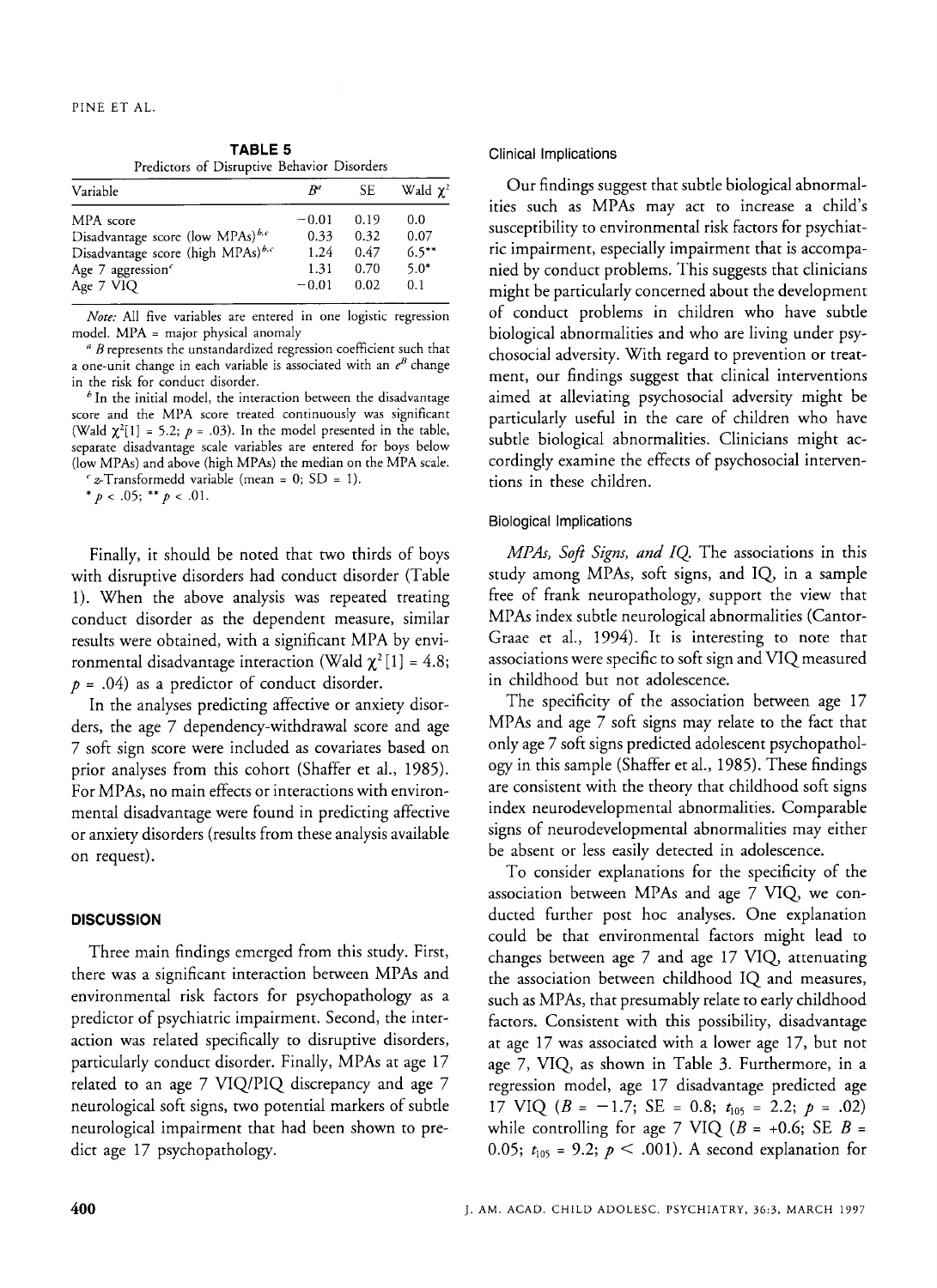**TABLE 5**
Predictors of Disruptive Behavior Disorders

| Variable | $B^a$ | SE | Wald $\chi^2$ |
|---|---|---|---|
| MPA score | −0.01 | 0.19 | 0.0 |
| Disadvantage score (low MPAs)[b,c] | 0.33 | 0.32 | 0.07 |
| Disadvantage score (high MPAs)[b,c] | 1.24 | 0.47 | 6.5** |
| Age 7 aggression[c] | 1.31 | 0.70 | 5.0* |
| Age 7 VIQ | −0.01 | 0.02 | 0.1 |

*Note:* All five variables are entered in one logistic regression model. MPA = major physical anomaly

[a] *B* represents the unstandardized regression coefficient such that a one-unit change in each variable is associated with an $e^B$ change in the risk for conduct disorder.

[b] In the initial model, the interaction between the disadvantage score and the MPA score treated continuously was significant (Wald $\chi^2[1] = 5.2$; $p = .03$). In the model presented in the table, separate disadvantage scale variables are entered for boys below (low MPAs) and above (high MPAs) the median on the MPA scale.

[c] *z*-Transformedd variable (mean = 0; SD = 1).

\* $p < .05$; \*\* $p < .01$.

Finally, it should be noted that two thirds of boys with disruptive disorders had conduct disorder (Table 1). When the above analysis was repeated treating conduct disorder as the dependent measure, similar results were obtained, with a significant MPA by environmental disadvantage interaction (Wald $\chi^2[1] = 4.8$; $p = .04$) as a predictor of conduct disorder.

In the analyses predicting affective or anxiety disorders, the age 7 dependency-withdrawal score and age 7 soft sign score were included as covariates based on prior analyses from this cohort (Shaffer et al., 1985). For MPAs, no main effects or interactions with environmental disadvantage were found in predicting affective or anxiety disorders (results from these analysis available on request).

## DISCUSSION

Three main findings emerged from this study. First, there was a significant interaction between MPAs and environmental risk factors for psychopathology as a predictor of psychiatric impairment. Second, the interaction was related specifically to disruptive disorders, particularly conduct disorder. Finally, MPAs at age 17 related to an age 7 VIQ/PIQ discrepancy and age 7 neurological soft signs, two potential markers of subtle neurological impairment that had been shown to predict age 17 psychopathology.

### Clinical Implications

Our findings suggest that subtle biological abnormalities such as MPAs may act to increase a child's susceptibility to environmental risk factors for psychiatric impairment, especially impairment that is accompanied by conduct problems. This suggests that clinicians might be particularly concerned about the development of conduct problems in children who have subtle biological abnormalities and who are living under psychosocial adversity. With regard to prevention or treatment, our findings suggest that clinical interventions aimed at alleviating psychosocial adversity might be particularly useful in the care of children who have subtle biological abnormalities. Clinicians might accordingly examine the effects of psychosocial interventions in these children.

### Biological Implications

*MPAs, Soft Signs, and IQ.* The associations in this study among MPAs, soft signs, and IQ, in a sample free of frank neuropathology, support the view that MPAs index subtle neurological abnormalities (Cantor-Graae et al., 1994). It is interesting to note that associations were specific to soft sign and VIQ measured in childhood but not adolescence.

The specificity of the association between age 17 MPAs and age 7 soft signs may relate to the fact that only age 7 soft signs predicted adolescent psychopathology in this sample (Shaffer et al., 1985). These findings are consistent with the theory that childhood soft signs index neurodevelopmental abnormalities. Comparable signs of neurodevelopmental abnormalities may either be absent or less easily detected in adolescence.

To consider explanations for the specificity of the association between MPAs and age 7 VIQ, we conducted further post hoc analyses. One explanation could be that environmental factors might lead to changes between age 7 and age 17 VIQ, attenuating the association between childhood IQ and measures, such as MPAs, that presumably relate to early childhood factors. Consistent with this possibility, disadvantage at age 17 was associated with a lower age 17, but not age 7, VIQ, as shown in Table 3. Furthermore, in a regression model, age 17 disadvantage predicted age 17 VIQ ($B = -1.7$; SE = 0.8; $t_{105} = 2.2$; $p = .02$) while controlling for age 7 VIQ ($B = +0.6$; SE $B$ = 0.05; $t_{105} = 9.2$; $p < .001$). A second explanation for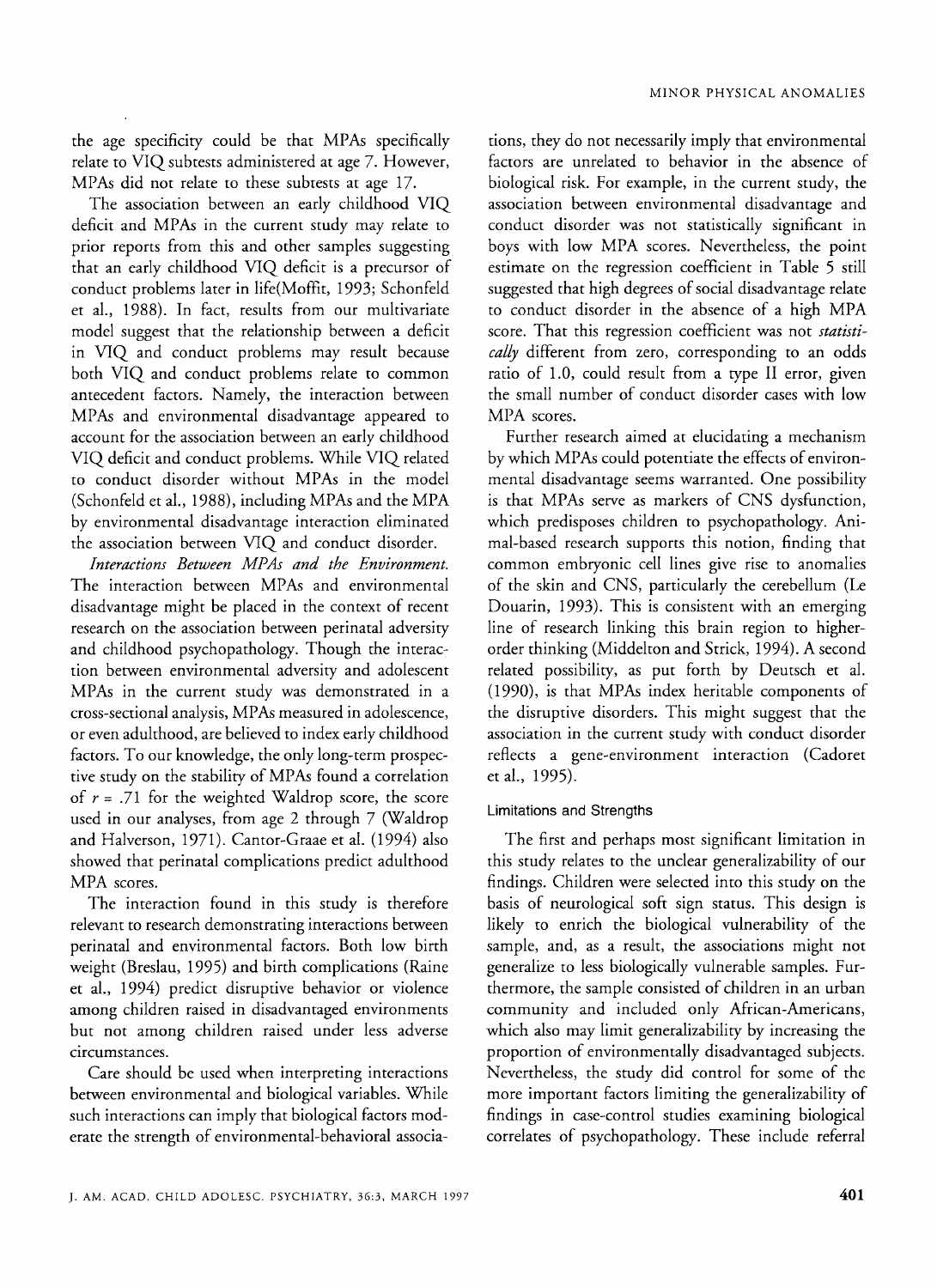the age specificity could be that MPAs specifically relate to VIQ subtests administered at age 7. However, MPAs did not relate to these subtests at age 17.

The association between an early childhood VIQ deficit and MPAs in the current study may relate to prior reports from this and other samples suggesting that an early childhood VIQ deficit is a precursor of conduct problems later in life(Moffit, 1993; Schonfeld et al., 1988). In fact, results from our multivariate model suggest that the relationship between a deficit in VIQ and conduct problems may result because both VIQ and conduct problems relate to common antecedent factors. Namely, the interaction between MPAs and environmental disadvantage appeared to account for the association between an early childhood VIQ deficit and conduct problems. While VIQ related to conduct disorder without MPAs in the model (Schonfeld et al., 1988), including MPAs and the MPA by environmental disadvantage interaction eliminated the association between VIQ and conduct disorder.

*Interactions Between MPAs and the Environment.* The interaction between MPAs and environmental disadvantage might be placed in the context of recent research on the association between perinatal adversity and childhood psychopathology. Though the interaction between environmental adversity and adolescent MPAs in the current study was demonstrated in a cross-sectional analysis, MPAs measured in adolescence, or even adulthood, are believed to index early childhood factors. To our knowledge, the only long-term prospective study on the stability of MPAs found a correlation of $r = .71$ for the weighted Waldrop score, the score used in our analyses, from age 2 through 7 (Waldrop and Halverson, 1971). Cantor-Graae et al. (1994) also showed that perinatal complications predict adulthood MPA scores.

The interaction found in this study is therefore relevant to research demonstrating interactions between perinatal and environmental factors. Both low birth weight (Breslau, 1995) and birth complications (Raine et al., 1994) predict disruptive behavior or violence among children raised in disadvantaged environments but not among children raised under less adverse circumstances.

Care should be used when interpreting interactions between environmental and biological variables. While such interactions can imply that biological factors moderate the strength of environmental-behavioral associations, they do not necessarily imply that environmental factors are unrelated to behavior in the absence of biological risk. For example, in the current study, the association between environmental disadvantage and conduct disorder was not statistically significant in boys with low MPA scores. Nevertheless, the point estimate on the regression coefficient in Table 5 still suggested that high degrees of social disadvantage relate to conduct disorder in the absence of a high MPA score. That this regression coefficient was not *statistically* different from zero, corresponding to an odds ratio of 1.0, could result from a type II error, given the small number of conduct disorder cases with low MPA scores.

Further research aimed at elucidating a mechanism by which MPAs could potentiate the effects of environmental disadvantage seems warranted. One possibility is that MPAs serve as markers of CNS dysfunction, which predisposes children to psychopathology. Animal-based research supports this notion, finding that common embryonic cell lines give rise to anomalies of the skin and CNS, particularly the cerebellum (Le Douarin, 1993). This is consistent with an emerging line of research linking this brain region to higher-order thinking (Middelton and Strick, 1994). A second related possibility, as put forth by Deutsch et al. (1990), is that MPAs index heritable components of the disruptive disorders. This might suggest that the association in the current study with conduct disorder reflects a gene-environment interaction (Cadoret et al., 1995).

### Limitations and Strengths

The first and perhaps most significant limitation in this study relates to the unclear generalizability of our findings. Children were selected into this study on the basis of neurological soft sign status. This design is likely to enrich the biological vulnerability of the sample, and, as a result, the associations might not generalize to less biologically vulnerable samples. Furthermore, the sample consisted of children in an urban community and included only African-Americans, which also may limit generalizability by increasing the proportion of environmentally disadvantaged subjects. Nevertheless, the study did control for some of the more important factors limiting the generalizability of findings in case-control studies examining biological correlates of psychopathology. These include referral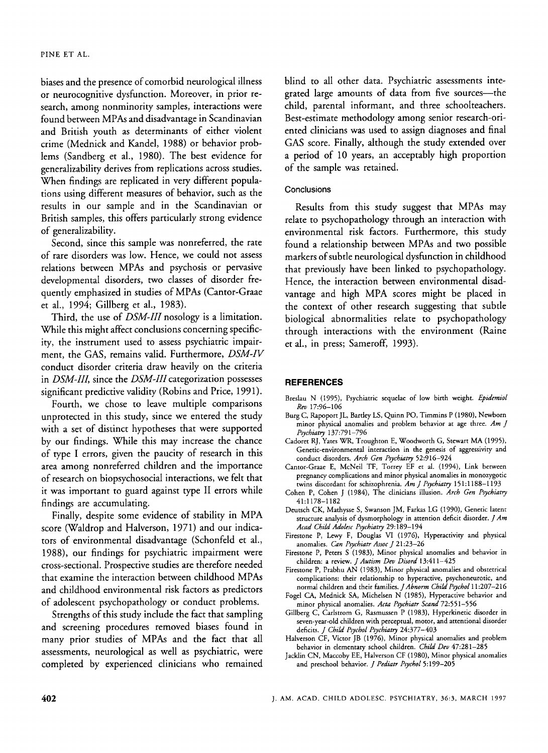biases and the presence of comorbid neurological illness or neurocognitive dysfunction. Moreover, in prior research, among nonminority samples, interactions were found between MPAs and disadvantage in Scandinavian and British youth as determinants of either violent crime (Mednick and Kandel, 1988) or behavior problems (Sandberg et al., 1980). The best evidence for generalizability derives from replications across studies. When findings are replicated in very different populations using different measures of behavior, such as the results in our sample and in the Scandinavian or British samples, this offers particularly strong evidence of generalizability.

Second, since this sample was nonreferred, the rate of rare disorders was low. Hence, we could not assess relations between MPAs and psychosis or pervasive developmental disorders, two classes of disorder frequently emphasized in studies of MPAs (Cantor-Graae et al., 1994; Gillberg et al., 1983).

Third, the use of *DSM-III* nosology is a limitation. While this might affect conclusions concerning specificity, the instrument used to assess psychiatric impairment, the GAS, remains valid. Furthermore, *DSM-IV* conduct disorder criteria draw heavily on the criteria in *DSM-III*, since the *DSM-III* categorization possesses significant predictive validity (Robins and Price, 1991).

Fourth, we chose to leave multiple comparisons unprotected in this study, since we entered the study with a set of distinct hypotheses that were supported by our findings. While this may increase the chance of type I errors, given the paucity of research in this area among nonreferred children and the importance of research on biopsychosocial interactions, we felt that it was important to guard against type II errors while findings are accumulating.

Finally, despite some evidence of stability in MPA score (Waldrop and Halverson, 1971) and our indicators of environmental disadvantage (Schonfeld et al., 1988), our findings for psychiatric impairment were cross-sectional. Prospective studies are therefore needed that examine the interaction between childhood MPAs and childhood environmental risk factors as predictors of adolescent psychopathology or conduct problems.

Strengths of this study include the fact that sampling and screening procedures removed biases found in many prior studies of MPAs and the fact that all assessments, neurological as well as psychiatric, were completed by experienced clinicians who remained blind to all other data. Psychiatric assessments integrated large amounts of data from five sources—the child, parental informant, and three schoolteachers. Best-estimate methodology among senior research-oriented clinicians was used to assign diagnoses and final GAS score. Finally, although the study extended over a period of 10 years, an acceptably high proportion of the sample was retained.

### Conclusions

Results from this study suggest that MPAs may relate to psychopathology through an interaction with environmental risk factors. Furthermore, this study found a relationship between MPAs and two possible markers of subtle neurological dysfunction in childhood that previously have been linked to psychopathology. Hence, the interaction between environmental disadvantage and high MPA scores might be placed in the context of other research suggesting that subtle biological abnormalities relate to psychopathology through interactions with the environment (Raine et al., in press; Sameroff, 1993).

## REFERENCES

Breslau N (1995), Psychiatric sequelae of low birth weight. *Epidemiol Rev* 17:96–106

Burg C, Rapoport JL, Bartley LS, Quinn PO, Timmins P (1980), Newborn minor physical anomalies and problem behavior at age three. *Am J Psychiatry* 137:791–796

Cadoret RJ, Yates WR, Troughton E, Woodworth G, Stewart MA (1995), Genetic-environmental interaction in the genesis of aggressivity and conduct disorders. *Arch Gen Psychiatry* 52:916–924

Cantor-Graae E, McNeil TF, Torrey EF et al. (1994), Link between pregnancy complications and minor physical anomalies in monozygotic twins discordant for schizophrenia. *Am J Psychiatry* 151:1188–1193

Cohen P, Cohen J (1984), The clinicians illusion. *Arch Gen Psychiatry* 41:1178–1182

Deutsch CK, Mathysse S, Swanson JM, Farkas LG (1990), Genetic latent structure analysis of dysmorphology in attention deficit disorder. *J Am Acad Child Adolesc Psychiatry* 29:189–194

Firestone P, Lewy F, Douglas VI (1976), Hyperactivity and physical anomalies. *Can Psychiatr Assoc J* 21:23–26

Firestone P, Peters S (1983), Minor physical anomalies and behavior in children: a review. *J Autism Dev Disord* 13:411–425

Firestone P, Prabhu AN (1983), Minor physical anomalies and obstetrical complications: their relationship to hyperactive, psychoneurotic, and normal children and their families. *J Abnorm Child Psychol* 11:207–216

Fogel CA, Mednick SA, Michelsen N (1985), Hyperactive behavior and minor physical anomalies. *Acta Psychiatr Scand* 72:551–556

Gillberg C, Carlstrom G, Rasmussen P (1983), Hyperkinetic disorder in seven-year-old children with perceptual, motor, and attentional disorder deficits. *J Child Psychol Psychiatry* 24:377–403

Halverson CF, Victor JB (1976), Minor physical anomalies and problem behavior in elementary school children. *Child Dev* 47:281–285

Jacklin CN, Maccoby EE, Halverson CF (1980), Minor physical anomalies and preschool behavior. *J Pediatr Psychol* 5:199–205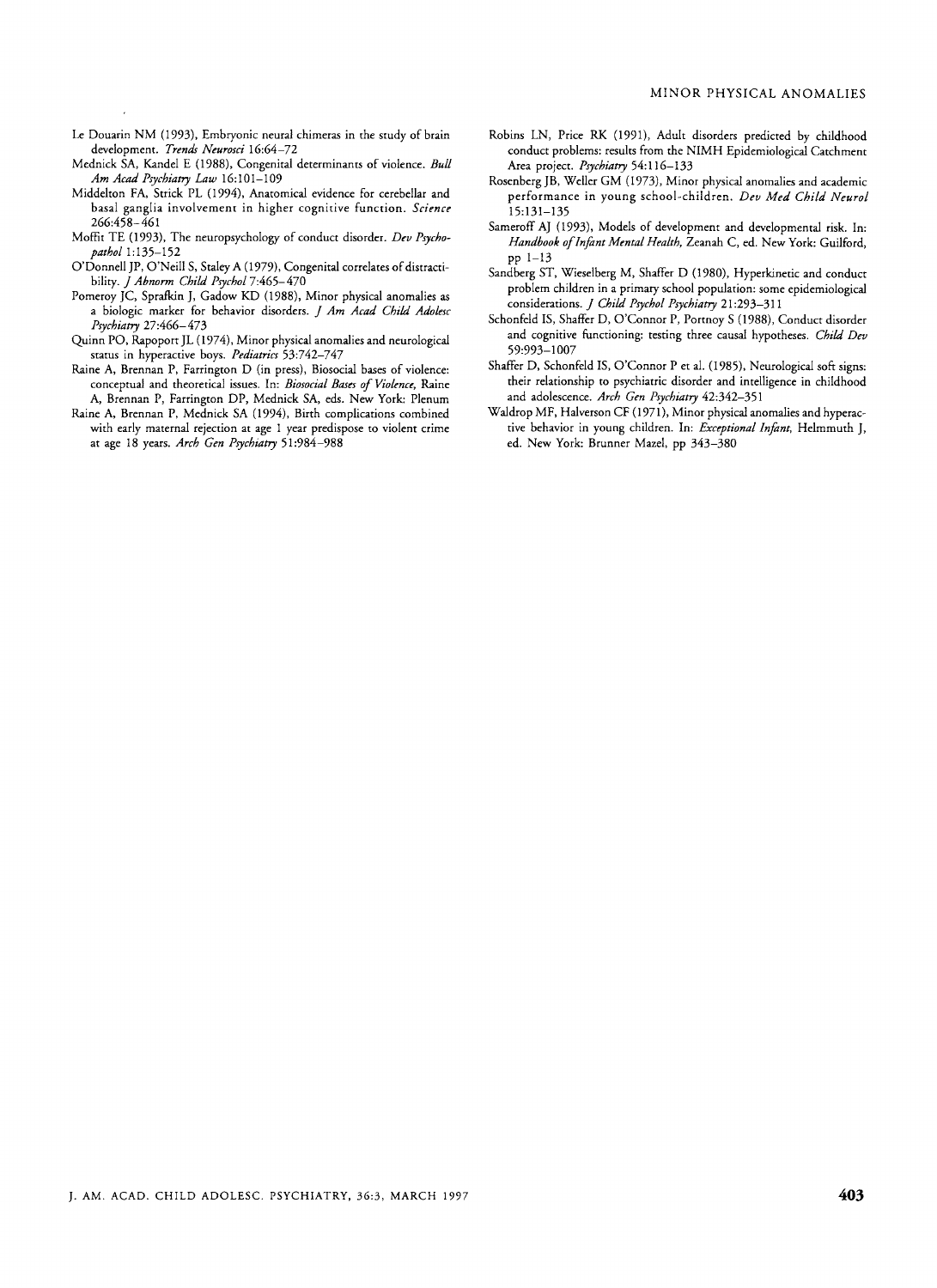Le Douarin NM (1993), Embryonic neural chimeras in the study of brain development. *Trends Neurosci* 16:64–72

Mednick SA, Kandel E (1988), Congenital determinants of violence. *Bull Am Acad Psychiatry Law* 16:101–109

Middelton FA, Strick PL (1994), Anatomical evidence for cerebellar and basal ganglia involvement in higher cognitive function. *Science* 266:458–461

Moffit TE (1993), The neuropsychology of conduct disorder. *Dev Psychopathol* 1:135–152

O'Donnell JP, O'Neill S, Staley A (1979), Congenital correlates of distractibility. *J Abnorm Child Psychol* 7:465–470

Pomeroy JC, Sprafkin J, Gadow KD (1988), Minor physical anomalies as a biologic marker for behavior disorders. *J Am Acad Child Adolesc Psychiatry* 27:466–473

Quinn PO, Rapoport JL (1974), Minor physical anomalies and neurological status in hyperactive boys. *Pediatrics* 53:742–747

Raine A, Brennan P, Farrington D (in press), Biosocial bases of violence: conceptual and theoretical issues. In: *Biosocial Bases of Violence*, Raine A, Brennan P, Farrington DP, Mednick SA, eds. New York: Plenum

Raine A, Brennan P, Mednick SA (1994), Birth complications combined with early maternal rejection at age 1 year predispose to violent crime at age 18 years. *Arch Gen Psychiatry* 51:984–988

Robins LN, Price RK (1991), Adult disorders predicted by childhood conduct problems: results from the NIMH Epidemiological Catchment Area project. *Psychiatry* 54:116–133

Rosenberg JB, Weller GM (1973), Minor physical anomalies and academic performance in young school-children. *Dev Med Child Neurol* 15:131–135

Sameroff AJ (1993), Models of development and developmental risk. In: *Handbook of Infant Mental Health*, Zeanah C, ed. New York: Guilford, pp 1–13

Sandberg ST, Wieselberg M, Shaffer D (1980), Hyperkinetic and conduct problem children in a primary school population: some epidemiological considerations. *J Child Psychol Psychiatry* 21:293–311

Schonfeld IS, Shaffer D, O'Connor P, Portnoy S (1988), Conduct disorder and cognitive functioning: testing three causal hypotheses. *Child Dev* 59:993–1007

Shaffer D, Schonfeld IS, O'Connor P et al. (1985), Neurological soft signs: their relationship to psychiatric disorder and intelligence in childhood and adolescence. *Arch Gen Psychiatry* 42:342–351

Waldrop MF, Halverson CF (1971), Minor physical anomalies and hyperactive behavior in young children. In: *Exceptional Infant*, Helmmuth J, ed. New York: Brunner Mazel, pp 343–380